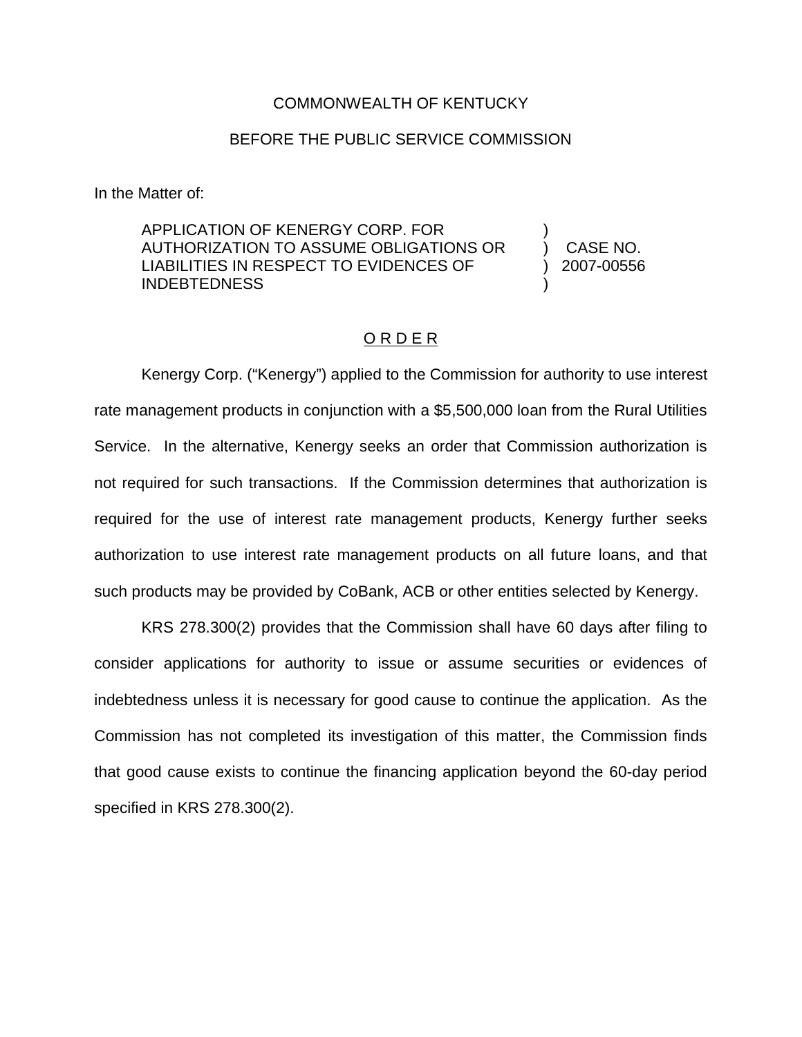COMMONWEALTH OF KENTUCKY

BEFORE THE PUBLIC SERVICE COMMISSION

In the Matter of:

| | | |
|---|---|---|
| APPLICATION OF KENERGY CORP. FOR AUTHORIZATION TO ASSUME OBLIGATIONS OR LIABILITIES IN RESPECT TO EVIDENCES OF INDEBTEDNESS | ) ) ) ) | CASE NO. 2007-00556 |

## O R D E R

Kenergy Corp. ("Kenergy") applied to the Commission for authority to use interest rate management products in conjunction with a $5,500,000 loan from the Rural Utilities Service. In the alternative, Kenergy seeks an order that Commission authorization is not required for such transactions. If the Commission determines that authorization is required for the use of interest rate management products, Kenergy further seeks authorization to use interest rate management products on all future loans, and that such products may be provided by CoBank, ACB or other entities selected by Kenergy.

KRS 278.300(2) provides that the Commission shall have 60 days after filing to consider applications for authority to issue or assume securities or evidences of indebtedness unless it is necessary for good cause to continue the application. As the Commission has not completed its investigation of this matter, the Commission finds that good cause exists to continue the financing application beyond the 60-day period specified in KRS 278.300(2).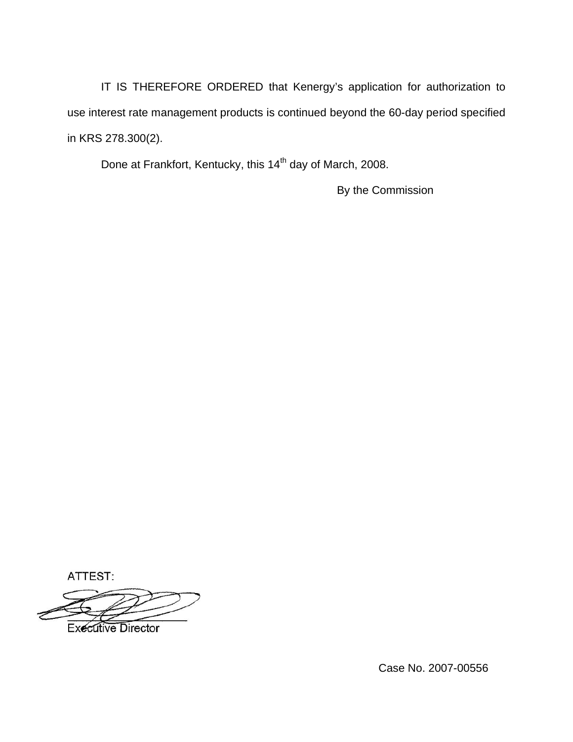IT IS THEREFORE ORDERED that Kenergy's application for authorization to use interest rate management products is continued beyond the 60-day period specified in KRS 278.300(2).

Done at Frankfort, Kentucky, this 14th day of March, 2008.

By the Commission

ATTEST:

Executive Director

Case No. 2007-00556